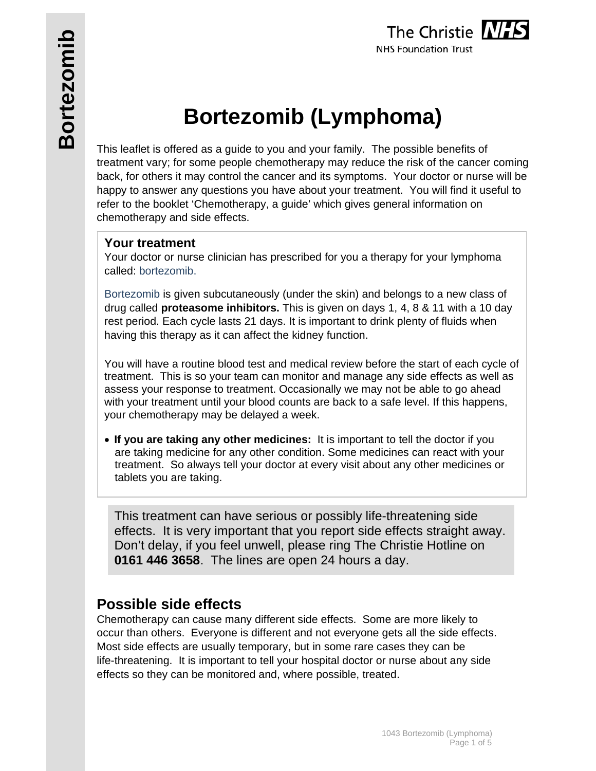# Bortezomib (Lymphoma)

This leaflet is offered as a guide to you and your family. The possible benefits of treatment vary; for some people chemotherapy may reduce the risk of the cancer coming back, for others it may control the cancer and its symptoms. Your doctor or nurse will be happy to answer any questions you have about your treatment. You will find it useful to refer to the booklet 'Chemotherapy, a guide' which gives general information on chemotherapy and side effects.

## Your treatment

Your doctor or nurse clinician has prescribed for you a therapy for your lymphoma called: bortezomib.

Bortezomib is given subcutaneously (under the skin) and belongs to a new class of drug called **proteasome inhibitors.** This is given on days 1, 4, 8 & 11 with a 10 day rest period. Each cycle lasts 21 days. It is important to drink plenty of fluids when having this therapy as it can affect the kidney function.

You will have a routine blood test and medical review before the start of each cycle of treatment. This is so your team can monitor and manage any side effects as well as assess your response to treatment. Occasionally we may not be able to go ahead with your treatment until your blood counts are back to a safe level. If this happens, your chemotherapy may be delayed a week.

- **If you are taking any other medicines:** It is important to tell the doctor if you are taking medicine for any other condition. Some medicines can react with your treatment. So always tell your doctor at every visit about any other medicines or tablets you are taking.

This treatment can have serious or possibly life-threatening side effects. It is very important that you report side effects straight away. Don't delay, if you feel unwell, please ring The Christie Hotline on **0161 446 3658**. The lines are open 24 hours a day.

## Possible side effects

Chemotherapy can cause many different side effects. Some are more likely to occur than others. Everyone is different and not everyone gets all the side effects. Most side effects are usually temporary, but in some rare cases they can be life-threatening. It is important to tell your hospital doctor or nurse about any side effects so they can be monitored and, where possible, treated.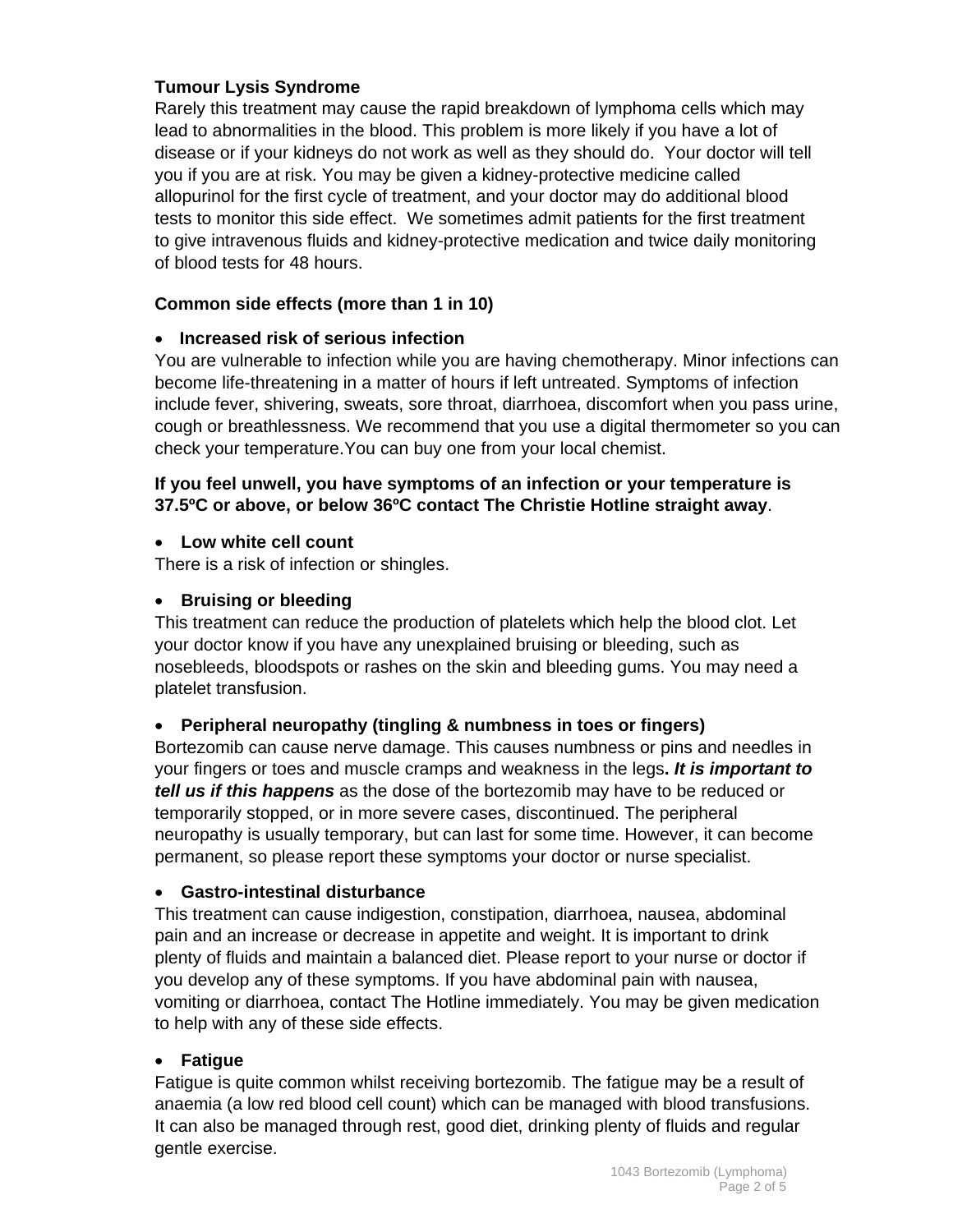**Tumour Lysis Syndrome**

Rarely this treatment may cause the rapid breakdown of lymphoma cells which may lead to abnormalities in the blood. This problem is more likely if you have a lot of disease or if your kidneys do not work as well as they should do. Your doctor will tell you if you are at risk. You may be given a kidney-protective medicine called allopurinol for the first cycle of treatment, and your doctor may do additional blood tests to monitor this side effect. We sometimes admit patients for the first treatment to give intravenous fluids and kidney-protective medication and twice daily monitoring of blood tests for 48 hours.

**Common side effects (more than 1 in 10)**

- **Increased risk of serious infection**

You are vulnerable to infection while you are having chemotherapy. Minor infections can become life-threatening in a matter of hours if left untreated. Symptoms of infection include fever, shivering, sweats, sore throat, diarrhoea, discomfort when you pass urine, cough or breathlessness. We recommend that you use a digital thermometer so you can check your temperature.You can buy one from your local chemist.

**If you feel unwell, you have symptoms of an infection or your temperature is 37.5ºC or above, or below 36ºC contact The Christie Hotline straight away**.

- **Low white cell count**

There is a risk of infection or shingles.

- **Bruising or bleeding**

This treatment can reduce the production of platelets which help the blood clot. Let your doctor know if you have any unexplained bruising or bleeding, such as nosebleeds, bloodspots or rashes on the skin and bleeding gums. You may need a platelet transfusion.

- **Peripheral neuropathy (tingling & numbness in toes or fingers)**

Bortezomib can cause nerve damage. This causes numbness or pins and needles in your fingers or toes and muscle cramps and weakness in the legs**. *It is important to tell us if this happens*** as the dose of the bortezomib may have to be reduced or temporarily stopped, or in more severe cases, discontinued. The peripheral neuropathy is usually temporary, but can last for some time. However, it can become permanent, so please report these symptoms your doctor or nurse specialist.

- **Gastro-intestinal disturbance**

This treatment can cause indigestion, constipation, diarrhoea, nausea, abdominal pain and an increase or decrease in appetite and weight. It is important to drink plenty of fluids and maintain a balanced diet. Please report to your nurse or doctor if you develop any of these symptoms. If you have abdominal pain with nausea, vomiting or diarrhoea, contact The Hotline immediately. You may be given medication to help with any of these side effects.

- **Fatigue**

Fatigue is quite common whilst receiving bortezomib. The fatigue may be a result of anaemia (a low red blood cell count) which can be managed with blood transfusions. It can also be managed through rest, good diet, drinking plenty of fluids and regular gentle exercise.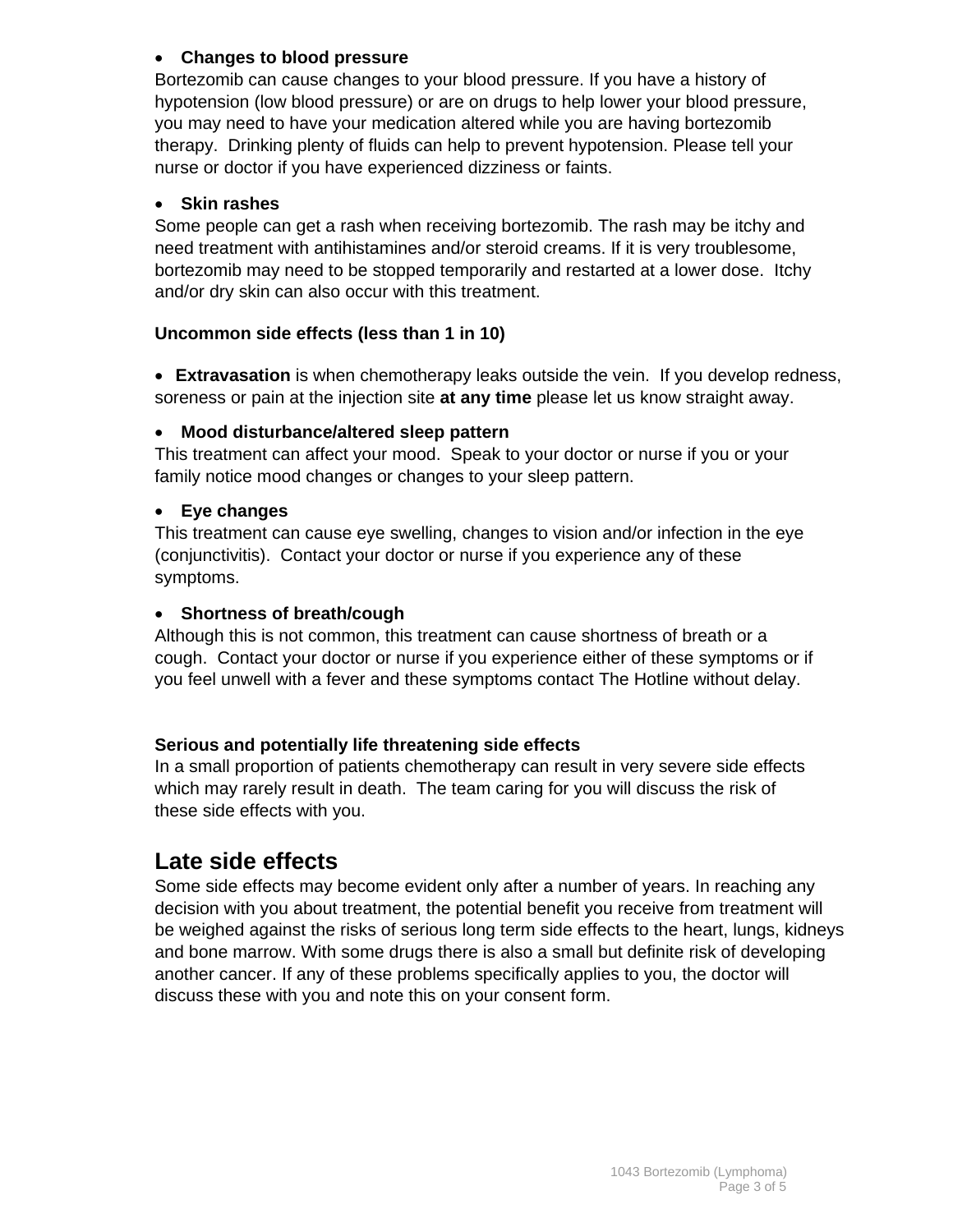- **Changes to blood pressure**

Bortezomib can cause changes to your blood pressure. If you have a history of hypotension (low blood pressure) or are on drugs to help lower your blood pressure, you may need to have your medication altered while you are having bortezomib therapy.  Drinking plenty of fluids can help to prevent hypotension. Please tell your nurse or doctor if you have experienced dizziness or faints.

- **Skin rashes**

Some people can get a rash when receiving bortezomib. The rash may be itchy and need treatment with antihistamines and/or steroid creams. If it is very troublesome, bortezomib may need to be stopped temporarily and restarted at a lower dose.  Itchy and/or dry skin can also occur with this treatment.

**Uncommon side effects (less than 1 in 10)**

- **Extravasation** is when chemotherapy leaks outside the vein.  If you develop redness, soreness or pain at the injection site **at any time** please let us know straight away.

- **Mood disturbance/altered sleep pattern**

This treatment can affect your mood.  Speak to your doctor or nurse if you or your family notice mood changes or changes to your sleep pattern.

- **Eye changes**

This treatment can cause eye swelling, changes to vision and/or infection in the eye (conjunctivitis).  Contact your doctor or nurse if you experience any of these symptoms.

- **Shortness of breath/cough**

Although this is not common, this treatment can cause shortness of breath or a cough.  Contact your doctor or nurse if you experience either of these symptoms or if you feel unwell with a fever and these symptoms contact The Hotline without delay.

**Serious and potentially life threatening side effects**

In a small proportion of patients chemotherapy can result in very severe side effects which may rarely result in death.  The team caring for you will discuss the risk of these side effects with you.

## Late side effects

Some side effects may become evident only after a number of years. In reaching any decision with you about treatment, the potential benefit you receive from treatment will be weighed against the risks of serious long term side effects to the heart, lungs, kidneys and bone marrow. With some drugs there is also a small but definite risk of developing another cancer. If any of these problems specifically applies to you, the doctor will discuss these with you and note this on your consent form.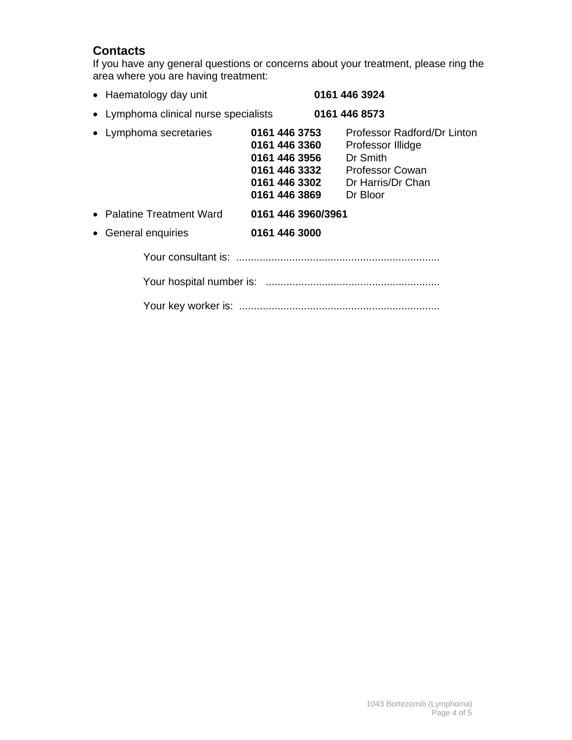## Contacts

If you have any general questions or concerns about your treatment, please ring the area where you are having treatment:

- Haematology day unit **0161 446 3924**
- Lymphoma clinical nurse specialists **0161 446 8573**
- Lymphoma secretaries
  - **0161 446 3753** Professor Radford/Dr Linton
  - **0161 446 3360** Professor Illidge
  - **0161 446 3956** Dr Smith
  - **0161 446 3332** Professor Cowan
  - **0161 446 3302** Dr Harris/Dr Chan
  - **0161 446 3869** Dr Bloor
- Palatine Treatment Ward **0161 446 3960/3961**
- General enquiries **0161 446 3000**

Your consultant is: ....................................................................

Your hospital number is: ..........................................................

Your key worker is: ...................................................................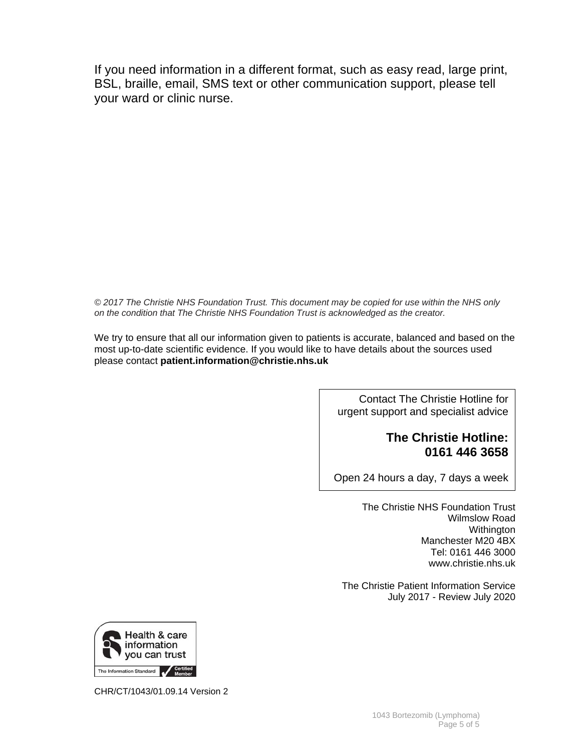If you need information in a different format, such as easy read, large print, BSL, braille, email, SMS text or other communication support, please tell your ward or clinic nurse.

*© 2017 The Christie NHS Foundation Trust. This document may be copied for use within the NHS only on the condition that The Christie NHS Foundation Trust is acknowledged as the creator.*

We try to ensure that all our information given to patients is accurate, balanced and based on the most up-to-date scientific evidence. If you would like to have details about the sources used please contact **patient.information@christie.nhs.uk**

Contact The Christie Hotline for urgent support and specialist advice

**The Christie Hotline: 0161 446 3658**

Open 24 hours a day, 7 days a week

The Christie NHS Foundation Trust
Wilmslow Road
Withington
Manchester M20 4BX
Tel: 0161 446 3000
www.christie.nhs.uk

The Christie Patient Information Service
July 2017 - Review July 2020

Health & care information you can trust
The Information Standard Certified Member

CHR/CT/1043/01.09.14 Version 2